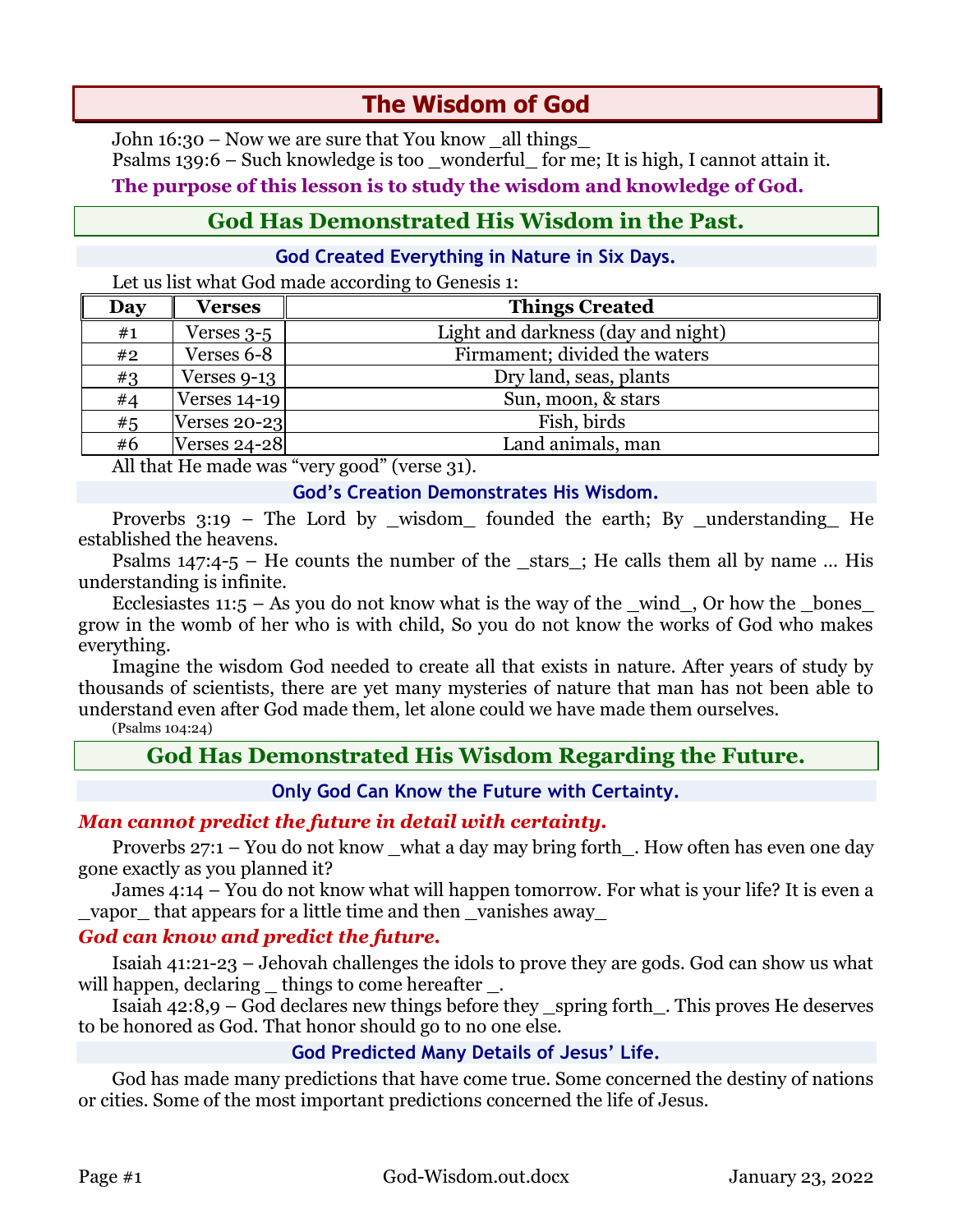# The Wisdom of God

John 16:30 – Now we are sure that You know _all things_

Psalms 139:6 – Such knowledge is too _wonderful_ for me; It is high, I cannot attain it.

**The purpose of this lesson is to study the wisdom and knowledge of God.**

## God Has Demonstrated His Wisdom in the Past.

### God Created Everything in Nature in Six Days.

Let us list what God made according to Genesis 1:

| Day | Verses | Things Created |
|---|---|---|
| #1 | Verses 3-5 | Light and darkness (day and night) |
| #2 | Verses 6-8 | Firmament; divided the waters |
| #3 | Verses 9-13 | Dry land, seas, plants |
| #4 | Verses 14-19 | Sun, moon, & stars |
| #5 | Verses 20-23 | Fish, birds |
| #6 | Verses 24-28 | Land animals, man |

All that He made was "very good" (verse 31).

### God's Creation Demonstrates His Wisdom.

Proverbs 3:19 – The Lord by _wisdom_ founded the earth; By _understanding_ He established the heavens.

Psalms 147:4-5 – He counts the number of the _stars_; He calls them all by name … His understanding is infinite.

Ecclesiastes 11:5 – As you do not know what is the way of the _wind_, Or how the _bones_ grow in the womb of her who is with child, So you do not know the works of God who makes everything.

Imagine the wisdom God needed to create all that exists in nature. After years of study by thousands of scientists, there are yet many mysteries of nature that man has not been able to understand even after God made them, let alone could we have made them ourselves.

(Psalms 104:24)

## God Has Demonstrated His Wisdom Regarding the Future.

### Only God Can Know the Future with Certainty.

***Man cannot predict the future in detail with certainty.***

Proverbs 27:1 – You do not know _what a day may bring forth_. How often has even one day gone exactly as you planned it?

James 4:14 – You do not know what will happen tomorrow. For what is your life? It is even a _vapor_ that appears for a little time and then _vanishes away_

***God can know and predict the future.***

Isaiah 41:21-23 – Jehovah challenges the idols to prove they are gods. God can show us what will happen, declaring _ things to come hereafter _.

Isaiah 42:8,9 – God declares new things before they _spring forth_. This proves He deserves to be honored as God. That honor should go to no one else.

### God Predicted Many Details of Jesus' Life.

God has made many predictions that have come true. Some concerned the destiny of nations or cities. Some of the most important predictions concerned the life of Jesus.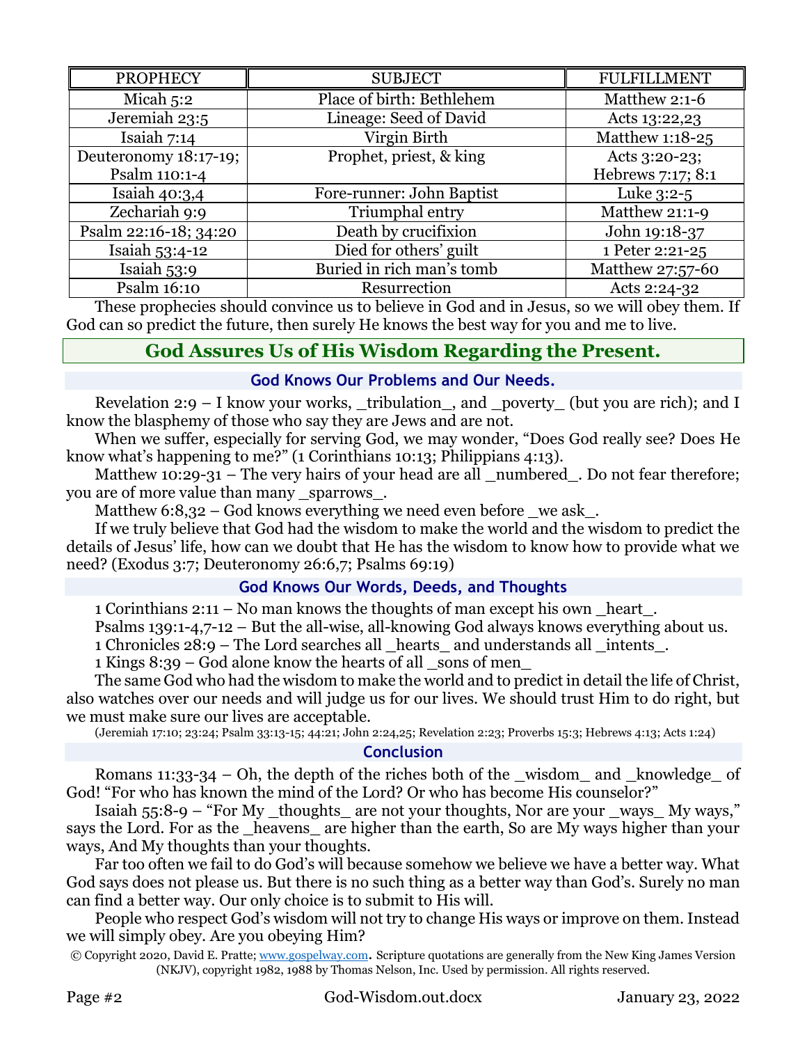| PROPHECY | SUBJECT | FULFILLMENT |
|---|---|---|
| Micah 5:2 | Place of birth: Bethlehem | Matthew 2:1-6 |
| Jeremiah 23:5 | Lineage: Seed of David | Acts 13:22,23 |
| Isaiah 7:14 | Virgin Birth | Matthew 1:18-25 |
| Deuteronomy 18:17-19; Psalm 110:1-4 | Prophet, priest, & king | Acts 3:20-23; Hebrews 7:17; 8:1 |
| Isaiah 40:3,4 | Fore-runner: John Baptist | Luke 3:2-5 |
| Zechariah 9:9 | Triumphal entry | Matthew 21:1-9 |
| Psalm 22:16-18; 34:20 | Death by crucifixion | John 19:18-37 |
| Isaiah 53:4-12 | Died for others' guilt | 1 Peter 2:21-25 |
| Isaiah 53:9 | Buried in rich man's tomb | Matthew 27:57-60 |
| Psalm 16:10 | Resurrection | Acts 2:24-32 |

These prophecies should convince us to believe in God and in Jesus, so we will obey them. If God can so predict the future, then surely He knows the best way for you and me to live.

## God Assures Us of His Wisdom Regarding the Present.

### God Knows Our Problems and Our Needs.

Revelation 2:9 – I know your works, _tribulation_, and _poverty_ (but you are rich); and I know the blasphemy of those who say they are Jews and are not.

When we suffer, especially for serving God, we may wonder, "Does God really see? Does He know what's happening to me?" (1 Corinthians 10:13; Philippians 4:13).

Matthew 10:29-31 – The very hairs of your head are all _numbered_. Do not fear therefore; you are of more value than many _sparrows_.

Matthew 6:8,32 – God knows everything we need even before _we ask_.

If we truly believe that God had the wisdom to make the world and the wisdom to predict the details of Jesus' life, how can we doubt that He has the wisdom to know how to provide what we need? (Exodus 3:7; Deuteronomy 26:6,7; Psalms 69:19)

### God Knows Our Words, Deeds, and Thoughts

1 Corinthians 2:11 – No man knows the thoughts of man except his own _heart_.

Psalms 139:1-4,7-12 – But the all-wise, all-knowing God always knows everything about us.

1 Chronicles 28:9 – The Lord searches all _hearts_ and understands all _intents_.

1 Kings 8:39 – God alone know the hearts of all _sons of men_

The same God who had the wisdom to make the world and to predict in detail the life of Christ, also watches over our needs and will judge us for our lives. We should trust Him to do right, but we must make sure our lives are acceptable.

(Jeremiah 17:10; 23:24; Psalm 33:13-15; 44:21; John 2:24,25; Revelation 2:23; Proverbs 15:3; Hebrews 4:13; Acts 1:24)

### Conclusion

Romans 11:33-34 – Oh, the depth of the riches both of the _wisdom_ and _knowledge_ of God! "For who has known the mind of the Lord? Or who has become His counselor?"

Isaiah 55:8-9 – "For My _thoughts_ are not your thoughts, Nor are your _ways_ My ways," says the Lord. For as the _heavens_ are higher than the earth, So are My ways higher than your ways, And My thoughts than your thoughts.

Far too often we fail to do God's will because somehow we believe we have a better way. What God says does not please us. But there is no such thing as a better way than God's. Surely no man can find a better way. Our only choice is to submit to His will.

People who respect God's wisdom will not try to change His ways or improve on them. Instead we will simply obey. Are you obeying Him?

© Copyright 2020, David E. Pratte; www.gospelway.com. Scripture quotations are generally from the New King James Version (NKJV), copyright 1982, 1988 by Thomas Nelson, Inc. Used by permission. All rights reserved.